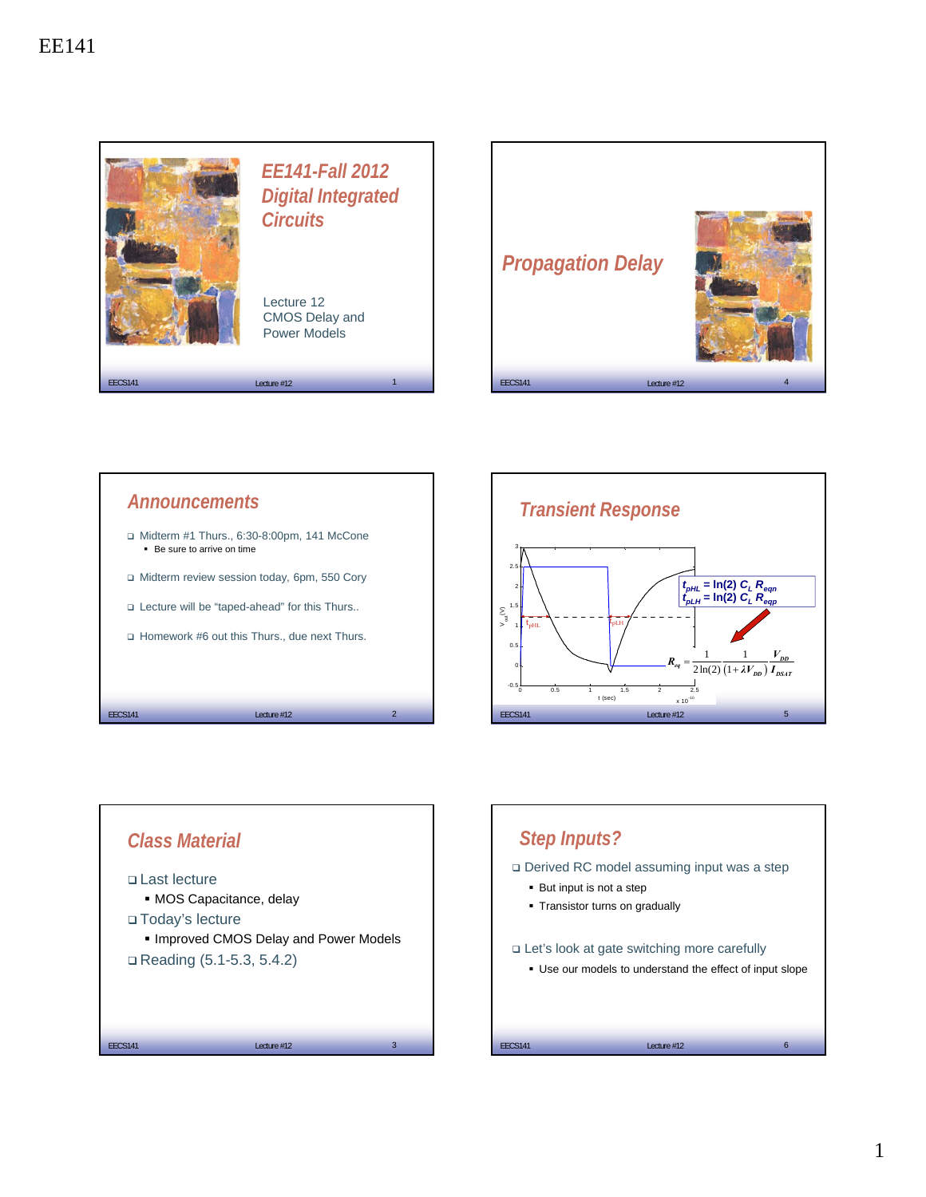EE141

# EE141-Fall 2012 Digital Integrated Circuits

Lecture 12
CMOS Delay and Power Models

## Propagation Delay

## Announcements

- Midterm #1 Thurs., 6:30-8:00pm, 141 McCone
  - Be sure to arrive on time
- Midterm review session today, 6pm, 550 Cory
- Lecture will be "taped-ahead" for this Thurs..
- Homework #6 out this Thurs., due next Thurs.

## Transient Response

$t_{pHL} = \ln(2)\, C_L\, R_{eqn}$

$t_{pLH} = \ln(2)\, C_L\, R_{eqp}$

$$R_{eq} = \frac{1}{2\ln(2)} \frac{1}{(1+\lambda V_{DD})} \frac{V_{DD}}{I_{DSAT}}$$

## Class Material

- Last lecture
  - MOS Capacitance, delay
- Today's lecture
  - Improved CMOS Delay and Power Models
- Reading (5.1-5.3, 5.4.2)

## Step Inputs?

- Derived RC model assuming input was a step
  - But input is not a step
  - Transistor turns on gradually
- Let's look at gate switching more carefully
  - Use our models to understand the effect of input slope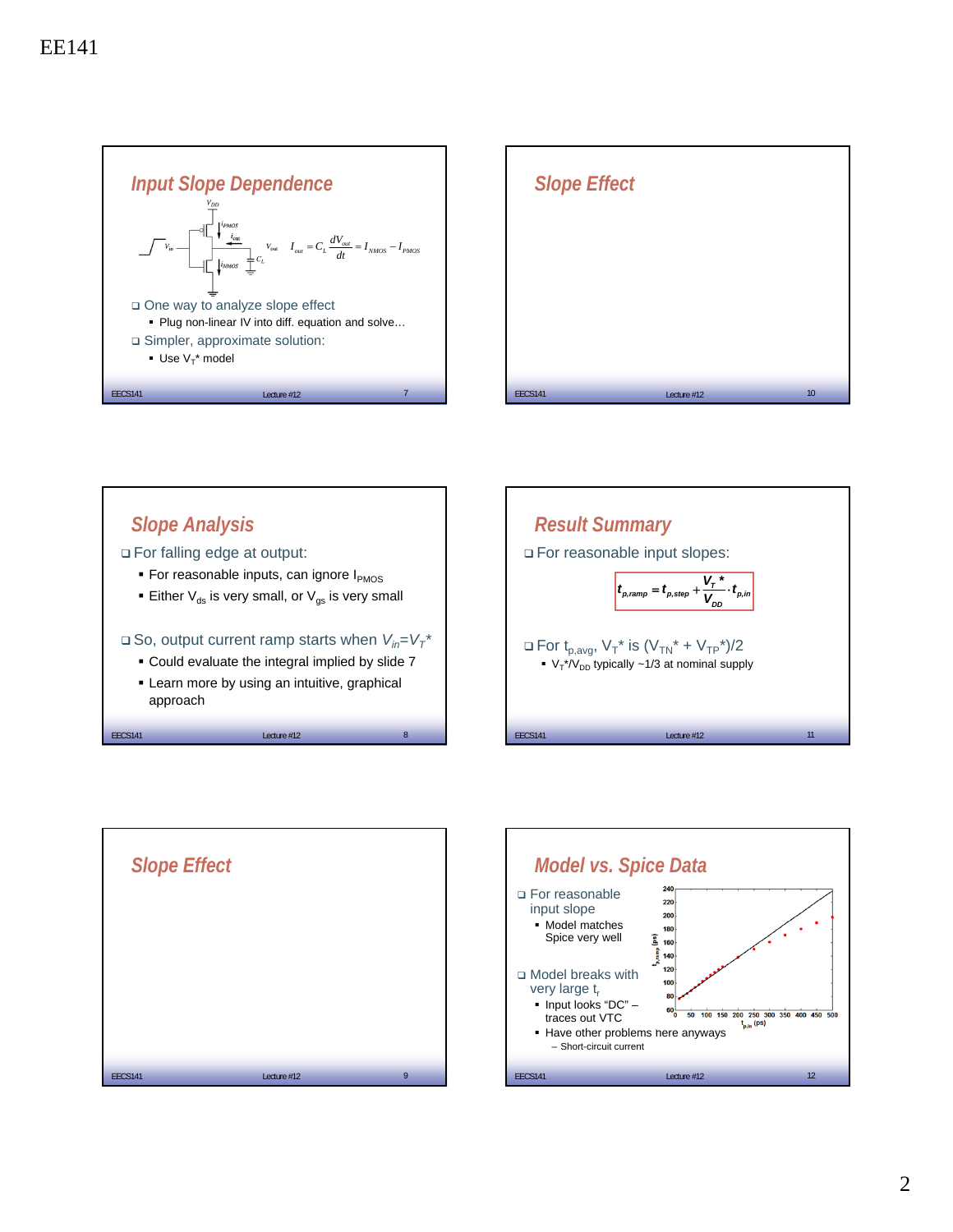## Input Slope Dependence

$$I_{out} = C_L \frac{dV_{out}}{dt} = I_{NMOS} - I_{PMOS}$$

- One way to analyze slope effect
  - Plug non-linear IV into diff. equation and solve…
- Simpler, approximate solution:
  - Use $V_T$* model

## Slope Effect

## Slope Analysis

- For falling edge at output:
  - For reasonable inputs, can ignore $I_{PMOS}$
  - Either $V_{ds}$ is very small, or $V_{gs}$ is very small
- So, output current ramp starts when $V_{in}=V_T$*
  - Could evaluate the integral implied by slide 7
  - Learn more by using an intuitive, graphical approach

## Result Summary

- For reasonable input slopes:

$$t_{p,ramp} = t_{p,step} + \frac{V_T^*}{V_{DD}} \cdot t_{p,in}$$

- For $t_{p,avg}$, $V_T$* is $(V_{TN}^* + V_{TP}^*)/2$
  - $V_T^*/V_{DD}$ typically ~1/3 at nominal supply

## Slope Effect

## Model vs. Spice Data

- For reasonable input slope
  - Model matches Spice very well
- Model breaks with very large $t_r$
  - Input looks "DC" – traces out VTC
  - Have other problems here anyways
    - Short-circuit current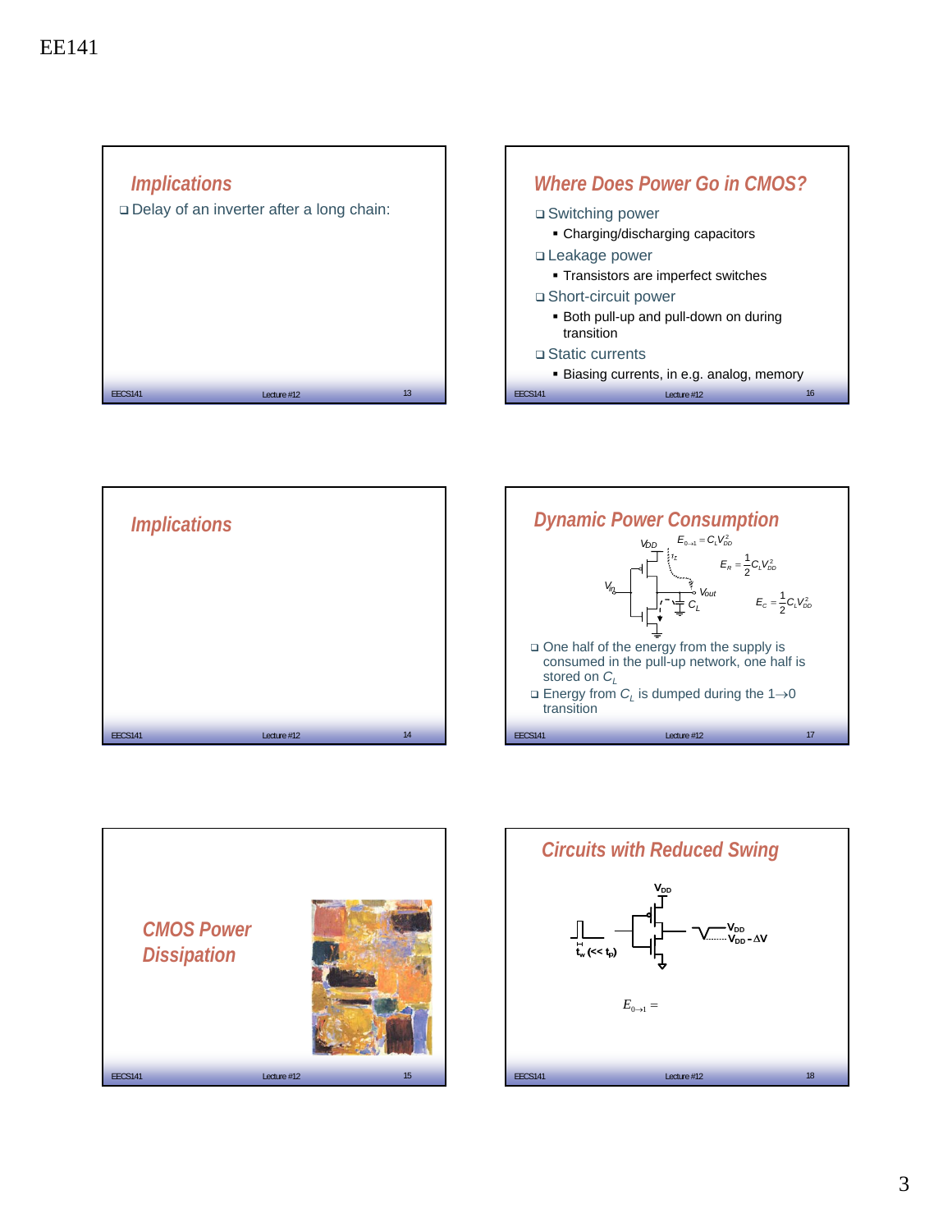## Implications

- Delay of an inverter after a long chain:

## Implications

## CMOS Power Dissipation

## Where Does Power Go in CMOS?

- Switching power
  - Charging/discharging capacitors
- Leakage power
  - Transistors are imperfect switches
- Short-circuit power
  - Both pull-up and pull-down on during transition
- Static currents
  - Biasing currents, in e.g. analog, memory

## Dynamic Power Consumption

$V_{DD}$, $i_L$, $V_{in}$, $V_{out}$, $C_L$

$$E_{0\rightarrow 1} = C_L V_{DD}^2$$

$$E_R = \frac{1}{2} C_L V_{DD}^2$$

$$E_C = \frac{1}{2} C_L V_{DD}^2$$

- One half of the energy from the supply is consumed in the pull-up network, one half is stored on $C_L$
- Energy from $C_L$ is dumped during the 1→0 transition

## Circuits with Reduced Swing

$V_{DD}$

$t_w$ (<< $t_p$)

$V_{DD}$, $V_{DD} - \Delta V$

$$E_{0\rightarrow 1} =$$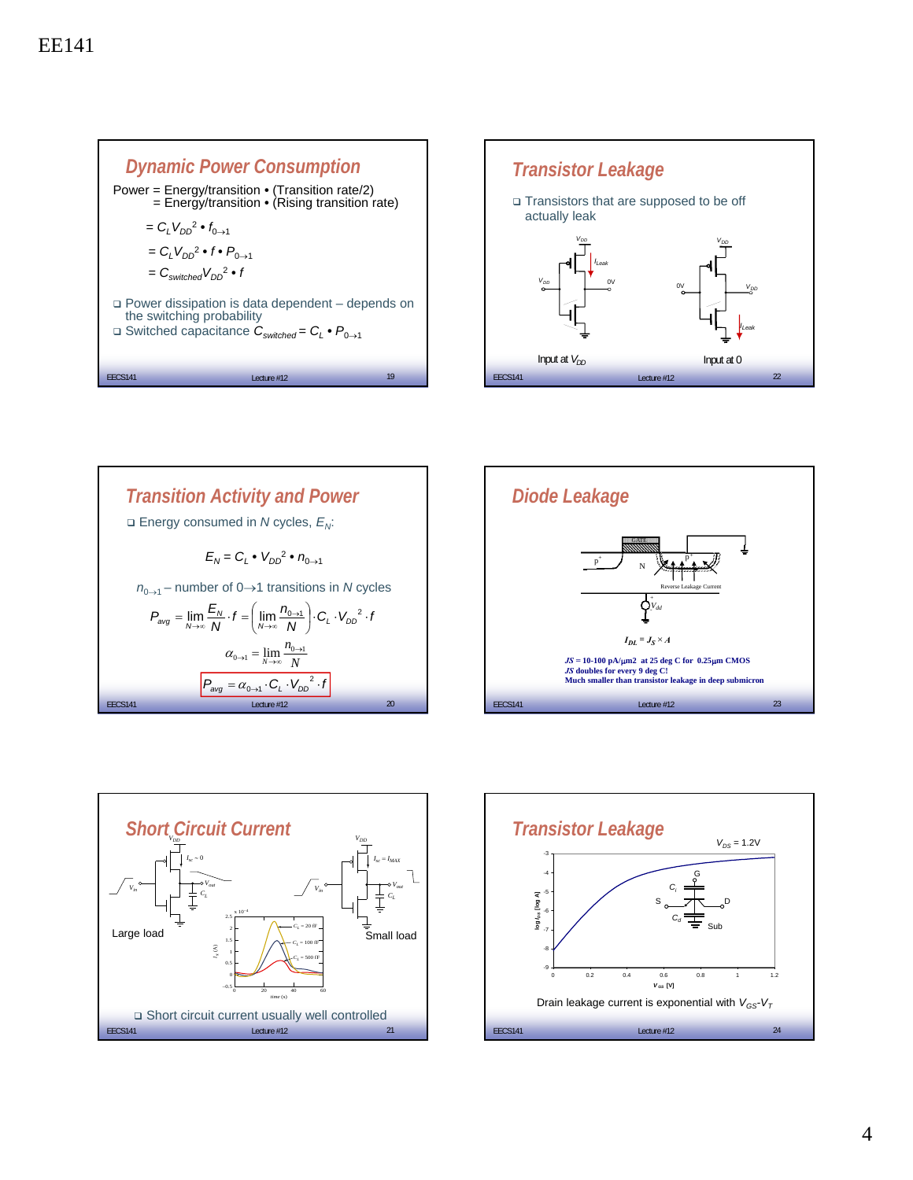## Dynamic Power Consumption

Power = Energy/transition • (Transition rate/2)
 = Energy/transition • (Rising transition rate)

$= C_L V_{DD}^2 \bullet f_{0\rightarrow1}$

$= C_L V_{DD}^2 \bullet f \bullet P_{0\rightarrow1}$

$= C_{switched} V_{DD}^2 \bullet f$

- Power dissipation is data dependent – depends on the switching probability
- Switched capacitance $C_{switched} = C_L \bullet P_{0\rightarrow1}$

## Transistor Leakage

- Transistors that are supposed to be off actually leak

Input at $V_{DD}$ — Input at 0

## Transition Activity and Power

- Energy consumed in $N$ cycles, $E_N$:

$$E_N = C_L \bullet V_{DD}^2 \bullet n_{0\rightarrow1}$$

$n_{0\rightarrow1}$ – number of 0→1 transitions in $N$ cycles

$$P_{avg} = \lim_{N\rightarrow\infty} \frac{E_N}{N} \cdot f = \left( \lim_{N\rightarrow\infty} \frac{n_{0\rightarrow1}}{N} \right) \cdot C_L \cdot V_{DD}^2 \cdot f$$

$$\alpha_{0\rightarrow1} = \lim_{N\rightarrow\infty} \frac{n_{0\rightarrow1}}{N}$$

$$P_{avg} = \alpha_{0\rightarrow1} \cdot C_L \cdot V_{DD}^2 \cdot f$$

## Diode Leakage

$$I_{DL} = J_S \times A$$

**$J_S$ = 10-100 pA/μm2 at 25 deg C for 0.25μm CMOS**
**$J_S$ doubles for every 9 deg C!**
**Much smaller than transistor leakage in deep submicron**

## Short Circuit Current

Large load — Small load

- Short circuit current usually well controlled

## Transistor Leakage

$V_{DS}$ = 1.2V

Drain leakage current is exponential with $V_{GS}$-$V_T$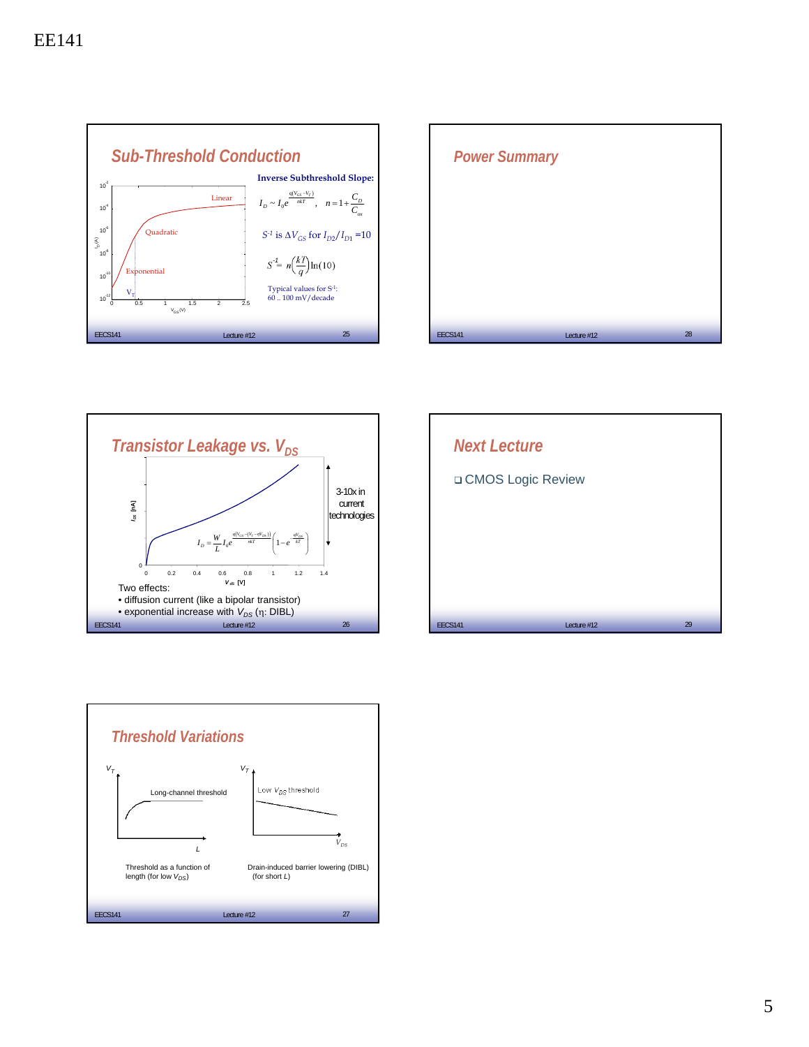## Sub-Threshold Conduction

$10^{-2}$

$10^{-4}$

$10^{-6}$

$10^{-8}$

$10^{-10}$

$10^{-12}$

0 0.5 1 1.5 2 2.5

$V_{GS}$ (V)

$I_D$ (A)

Linear

Quadratic

Exponential

$V_T$

**Inverse Subthreshold Slope:**

$$I_D \sim I_0 e^{\frac{q(V_{GS}-V_T)}{nkT}}, \quad n = 1 + \frac{C_D}{C_{ox}}$$

$S^{-1}$ is $\Delta V_{GS}$ for $I_{D2}/I_{D1} = 10$

$$S^{-1} = n\left(\frac{kT}{q}\right)\ln(10)$$

Typical values for $S^{-1}$: 60 .. 100 mV/decade

## Transistor Leakage vs. $V_{DS}$

$I_{DS}$ [nA]

0

0 0.2 0.4 0.6 0.8 1 1.2 1.4

$V_{DS}$ [V]

3-10x in current technologies

$$I_D = \frac{W}{L} I_0 e^{\frac{q(V_{GS}-(V_T-\eta V_{DS}))}{nkT}}\left(1 - e^{-\frac{qV_{DS}}{kT}}\right)$$

Two effects:

- diffusion current (like a bipolar transistor)
- exponential increase with $V_{DS}$ ($\eta$: DIBL)

## Threshold Variations

$V_T$

Long-channel threshold

$L$

Threshold as a function of length (for low $V_{DS}$)

$V_T$

Low $V_{DS}$ threshold

$V_{DS}$

Drain-induced barrier lowering (DIBL) (for short $L$)

## Power Summary

## Next Lecture

- CMOS Logic Review